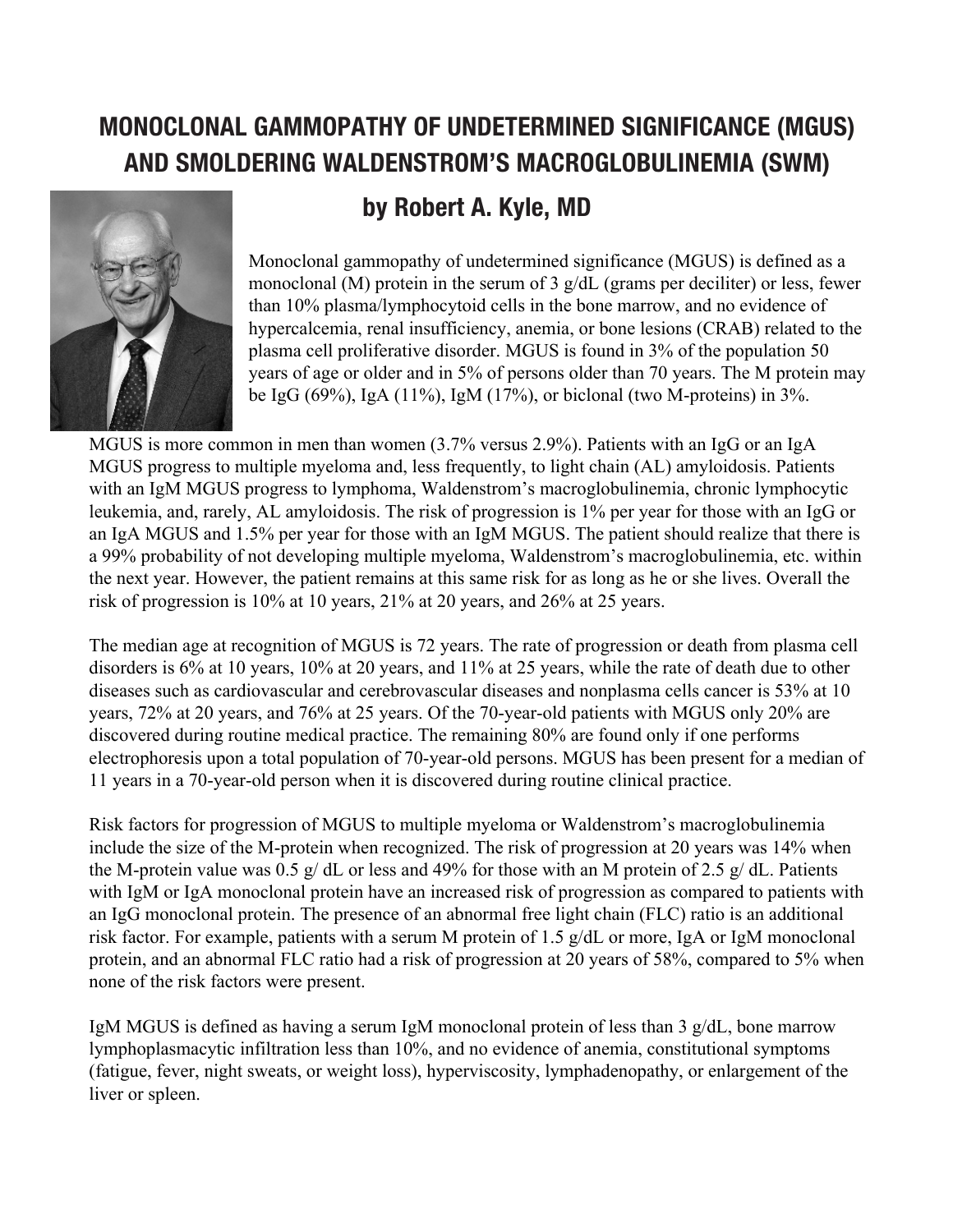# MONOCLONAL GAMMOPATHY OF UNDETERMINED SIGNIFICANCE (MGUS) AND SMOLDERING WALDENSTROM'S MACROGLOBULINEMIA (SWM)

## by Robert A. Kyle, MD

Monoclonal gammopathy of undetermined significance (MGUS) is defined as a monoclonal (M) protein in the serum of 3 g/dL (grams per deciliter) or less, fewer than 10% plasma/lymphocytoid cells in the bone marrow, and no evidence of hypercalcemia, renal insufficiency, anemia, or bone lesions (CRAB) related to the plasma cell proliferative disorder. MGUS is found in 3% of the population 50 years of age or older and in 5% of persons older than 70 years. The M protein may be IgG (69%), IgA (11%), IgM (17%), or biclonal (two M-proteins) in 3%.

MGUS is more common in men than women (3.7% versus 2.9%). Patients with an IgG or an IgA MGUS progress to multiple myeloma and, less frequently, to light chain (AL) amyloidosis. Patients with an IgM MGUS progress to lymphoma, Waldenstrom's macroglobulinemia, chronic lymphocytic leukemia, and, rarely, AL amyloidosis. The risk of progression is 1% per year for those with an IgG or an IgA MGUS and 1.5% per year for those with an IgM MGUS. The patient should realize that there is a 99% probability of not developing multiple myeloma, Waldenstrom's macroglobulinemia, etc. within the next year. However, the patient remains at this same risk for as long as he or she lives. Overall the risk of progression is 10% at 10 years, 21% at 20 years, and 26% at 25 years.

The median age at recognition of MGUS is 72 years. The rate of progression or death from plasma cell disorders is 6% at 10 years, 10% at 20 years, and 11% at 25 years, while the rate of death due to other diseases such as cardiovascular and cerebrovascular diseases and nonplasma cells cancer is 53% at 10 years, 72% at 20 years, and 76% at 25 years. Of the 70-year-old patients with MGUS only 20% are discovered during routine medical practice. The remaining 80% are found only if one performs electrophoresis upon a total population of 70-year-old persons. MGUS has been present for a median of 11 years in a 70-year-old person when it is discovered during routine clinical practice.

Risk factors for progression of MGUS to multiple myeloma or Waldenstrom's macroglobulinemia include the size of the M-protein when recognized. The risk of progression at 20 years was 14% when the M-protein value was 0.5 g/ dL or less and 49% for those with an M protein of 2.5 g/ dL. Patients with IgM or IgA monoclonal protein have an increased risk of progression as compared to patients with an IgG monoclonal protein. The presence of an abnormal free light chain (FLC) ratio is an additional risk factor. For example, patients with a serum M protein of 1.5 g/dL or more, IgA or IgM monoclonal protein, and an abnormal FLC ratio had a risk of progression at 20 years of 58%, compared to 5% when none of the risk factors were present.

IgM MGUS is defined as having a serum IgM monoclonal protein of less than 3 g/dL, bone marrow lymphoplasmacytic infiltration less than 10%, and no evidence of anemia, constitutional symptoms (fatigue, fever, night sweats, or weight loss), hyperviscosity, lymphadenopathy, or enlargement of the liver or spleen.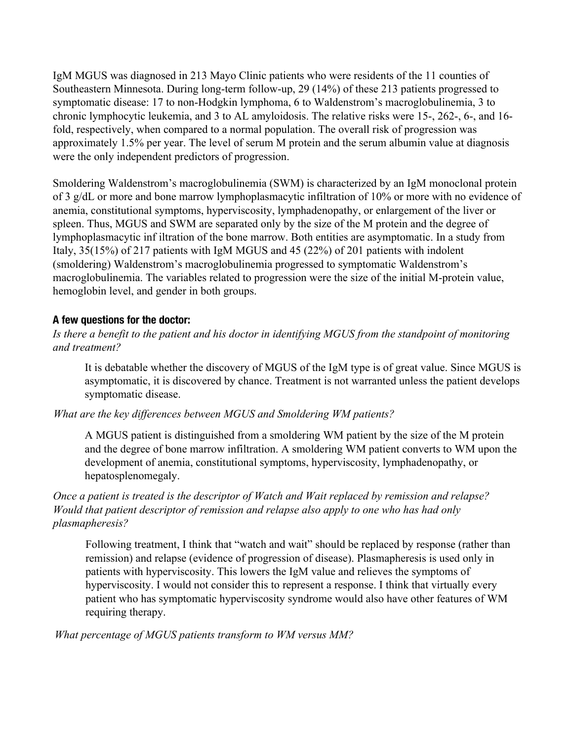IgM MGUS was diagnosed in 213 Mayo Clinic patients who were residents of the 11 counties of Southeastern Minnesota. During long-term follow-up, 29 (14%) of these 213 patients progressed to symptomatic disease: 17 to non-Hodgkin lymphoma, 6 to Waldenstrom's macroglobulinemia, 3 to chronic lymphocytic leukemia, and 3 to AL amyloidosis. The relative risks were 15-, 262-, 6-, and 16-fold, respectively, when compared to a normal population. The overall risk of progression was approximately 1.5% per year. The level of serum M protein and the serum albumin value at diagnosis were the only independent predictors of progression.

Smoldering Waldenstrom's macroglobulinemia (SWM) is characterized by an IgM monoclonal protein of 3 g/dL or more and bone marrow lymphoplasmacytic infiltration of 10% or more with no evidence of anemia, constitutional symptoms, hyperviscosity, lymphadenopathy, or enlargement of the liver or spleen. Thus, MGUS and SWM are separated only by the size of the M protein and the degree of lymphoplasmacytic inf iltration of the bone marrow. Both entities are asymptomatic. In a study from Italy, 35(15%) of 217 patients with IgM MGUS and 45 (22%) of 201 patients with indolent (smoldering) Waldenstrom's macroglobulinemia progressed to symptomatic Waldenstrom's macroglobulinemia. The variables related to progression were the size of the initial M-protein value, hemoglobin level, and gender in both groups.

### A few questions for the doctor:

*Is there a benefit to the patient and his doctor in identifying MGUS from the standpoint of monitoring and treatment?*

> It is debatable whether the discovery of MGUS of the IgM type is of great value. Since MGUS is asymptomatic, it is discovered by chance. Treatment is not warranted unless the patient develops symptomatic disease.

*What are the key differences between MGUS and Smoldering WM patients?*

> A MGUS patient is distinguished from a smoldering WM patient by the size of the M protein and the degree of bone marrow infiltration. A smoldering WM patient converts to WM upon the development of anemia, constitutional symptoms, hyperviscosity, lymphadenopathy, or hepatosplenomegaly.

*Once a patient is treated is the descriptor of Watch and Wait replaced by remission and relapse? Would that patient descriptor of remission and relapse also apply to one who has had only plasmapheresis?*

> Following treatment, I think that "watch and wait" should be replaced by response (rather than remission) and relapse (evidence of progression of disease). Plasmapheresis is used only in patients with hyperviscosity. This lowers the IgM value and relieves the symptoms of hyperviscosity. I would not consider this to represent a response. I think that virtually every patient who has symptomatic hyperviscosity syndrome would also have other features of WM requiring therapy.

*What percentage of MGUS patients transform to WM versus MM?*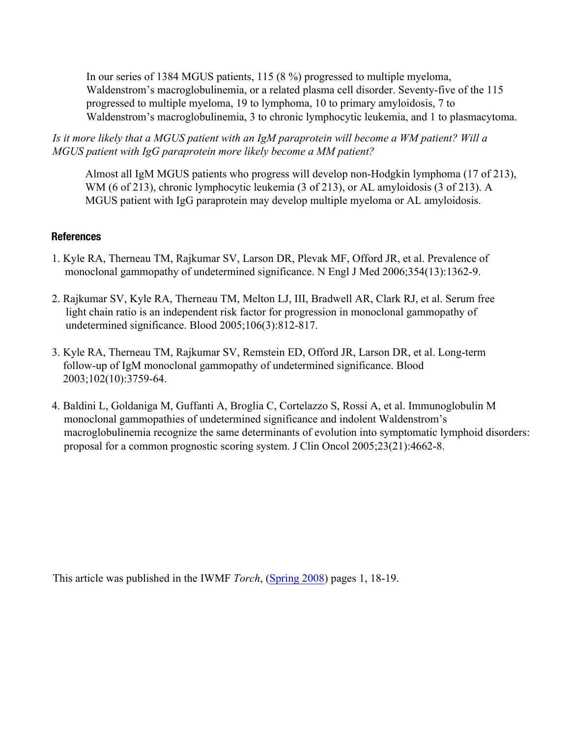> In our series of 1384 MGUS patients, 115 (8 %) progressed to multiple myeloma, Waldenstrom's macroglobulinemia, or a related plasma cell disorder. Seventy-five of the 115 progressed to multiple myeloma, 19 to lymphoma, 10 to primary amyloidosis, 7 to Waldenstrom's macroglobulinemia, 3 to chronic lymphocytic leukemia, and 1 to plasmacytoma.

*Is it more likely that a MGUS patient with an IgM paraprotein will become a WM patient? Will a MGUS patient with IgG paraprotein more likely become a MM patient?*

> Almost all IgM MGUS patients who progress will develop non-Hodgkin lymphoma (17 of 213), WM (6 of 213), chronic lymphocytic leukemia (3 of 213), or AL amyloidosis (3 of 213). A MGUS patient with IgG paraprotein may develop multiple myeloma or AL amyloidosis.

## References

1. Kyle RA, Therneau TM, Rajkumar SV, Larson DR, Plevak MF, Offord JR, et al. Prevalence of monoclonal gammopathy of undetermined significance. N Engl J Med 2006;354(13):1362-9.

2. Rajkumar SV, Kyle RA, Therneau TM, Melton LJ, III, Bradwell AR, Clark RJ, et al. Serum free light chain ratio is an independent risk factor for progression in monoclonal gammopathy of undetermined significance. Blood 2005;106(3):812-817.

3. Kyle RA, Therneau TM, Rajkumar SV, Remstein ED, Offord JR, Larson DR, et al. Long-term follow-up of IgM monoclonal gammopathy of undetermined significance. Blood 2003;102(10):3759-64.

4. Baldini L, Goldaniga M, Guffanti A, Broglia C, Cortelazzo S, Rossi A, et al. Immunoglobulin M monoclonal gammopathies of undetermined significance and indolent Waldenstrom's macroglobulinemia recognize the same determinants of evolution into symptomatic lymphoid disorders: proposal for a common prognostic scoring system. J Clin Oncol 2005;23(21):4662-8.

This article was published in the IWMF *Torch*, (Spring 2008) pages 1, 18-19.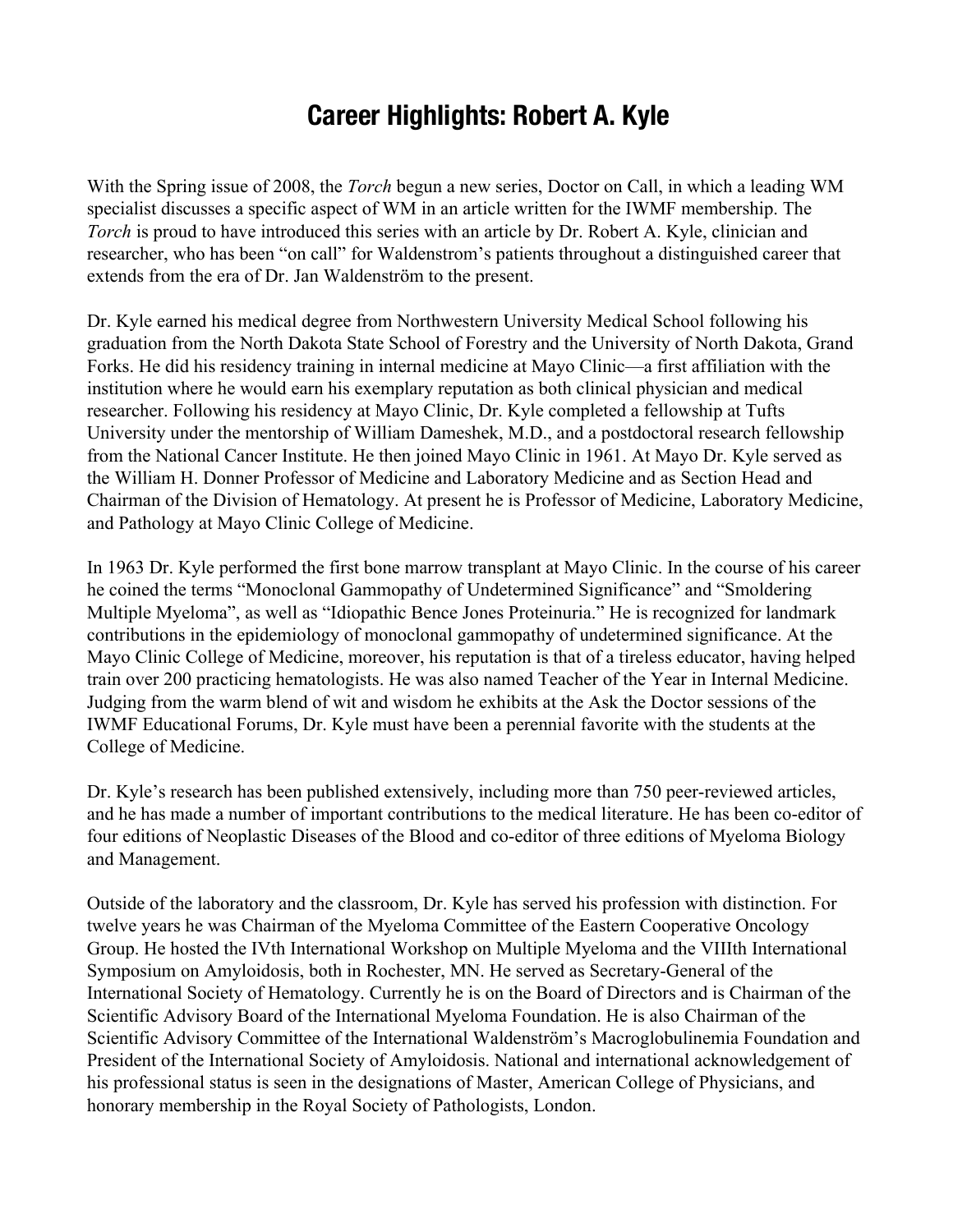# Career Highlights: Robert A. Kyle

With the Spring issue of 2008, the *Torch* begun a new series, Doctor on Call, in which a leading WM specialist discusses a specific aspect of WM in an article written for the IWMF membership. The *Torch* is proud to have introduced this series with an article by Dr. Robert A. Kyle, clinician and researcher, who has been "on call" for Waldenstrom's patients throughout a distinguished career that extends from the era of Dr. Jan Waldenström to the present.

Dr. Kyle earned his medical degree from Northwestern University Medical School following his graduation from the North Dakota State School of Forestry and the University of North Dakota, Grand Forks. He did his residency training in internal medicine at Mayo Clinic—a first affiliation with the institution where he would earn his exemplary reputation as both clinical physician and medical researcher. Following his residency at Mayo Clinic, Dr. Kyle completed a fellowship at Tufts University under the mentorship of William Dameshek, M.D., and a postdoctoral research fellowship from the National Cancer Institute. He then joined Mayo Clinic in 1961. At Mayo Dr. Kyle served as the William H. Donner Professor of Medicine and Laboratory Medicine and as Section Head and Chairman of the Division of Hematology. At present he is Professor of Medicine, Laboratory Medicine, and Pathology at Mayo Clinic College of Medicine.

In 1963 Dr. Kyle performed the first bone marrow transplant at Mayo Clinic. In the course of his career he coined the terms "Monoclonal Gammopathy of Undetermined Significance" and "Smoldering Multiple Myeloma", as well as "Idiopathic Bence Jones Proteinuria." He is recognized for landmark contributions in the epidemiology of monoclonal gammopathy of undetermined significance. At the Mayo Clinic College of Medicine, moreover, his reputation is that of a tireless educator, having helped train over 200 practicing hematologists. He was also named Teacher of the Year in Internal Medicine. Judging from the warm blend of wit and wisdom he exhibits at the Ask the Doctor sessions of the IWMF Educational Forums, Dr. Kyle must have been a perennial favorite with the students at the College of Medicine.

Dr. Kyle's research has been published extensively, including more than 750 peer-reviewed articles, and he has made a number of important contributions to the medical literature. He has been co-editor of four editions of Neoplastic Diseases of the Blood and co-editor of three editions of Myeloma Biology and Management.

Outside of the laboratory and the classroom, Dr. Kyle has served his profession with distinction. For twelve years he was Chairman of the Myeloma Committee of the Eastern Cooperative Oncology Group. He hosted the IVth International Workshop on Multiple Myeloma and the VIIIth International Symposium on Amyloidosis, both in Rochester, MN. He served as Secretary-General of the International Society of Hematology. Currently he is on the Board of Directors and is Chairman of the Scientific Advisory Board of the International Myeloma Foundation. He is also Chairman of the Scientific Advisory Committee of the International Waldenström's Macroglobulinemia Foundation and President of the International Society of Amyloidosis. National and international acknowledgement of his professional status is seen in the designations of Master, American College of Physicians, and honorary membership in the Royal Society of Pathologists, London.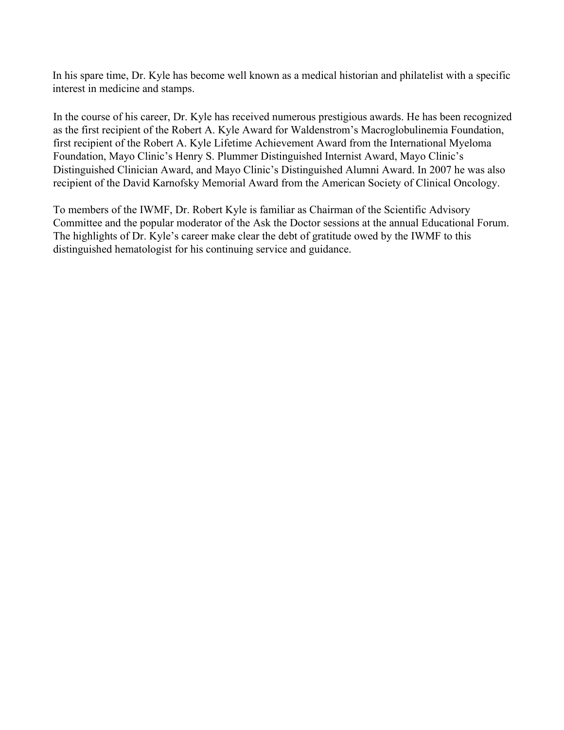In his spare time, Dr. Kyle has become well known as a medical historian and philatelist with a specific interest in medicine and stamps.

In the course of his career, Dr. Kyle has received numerous prestigious awards. He has been recognized as the first recipient of the Robert A. Kyle Award for Waldenstrom's Macroglobulinemia Foundation, first recipient of the Robert A. Kyle Lifetime Achievement Award from the International Myeloma Foundation, Mayo Clinic's Henry S. Plummer Distinguished Internist Award, Mayo Clinic's Distinguished Clinician Award, and Mayo Clinic's Distinguished Alumni Award. In 2007 he was also recipient of the David Karnofsky Memorial Award from the American Society of Clinical Oncology.

To members of the IWMF, Dr. Robert Kyle is familiar as Chairman of the Scientific Advisory Committee and the popular moderator of the Ask the Doctor sessions at the annual Educational Forum. The highlights of Dr. Kyle's career make clear the debt of gratitude owed by the IWMF to this distinguished hematologist for his continuing service and guidance.